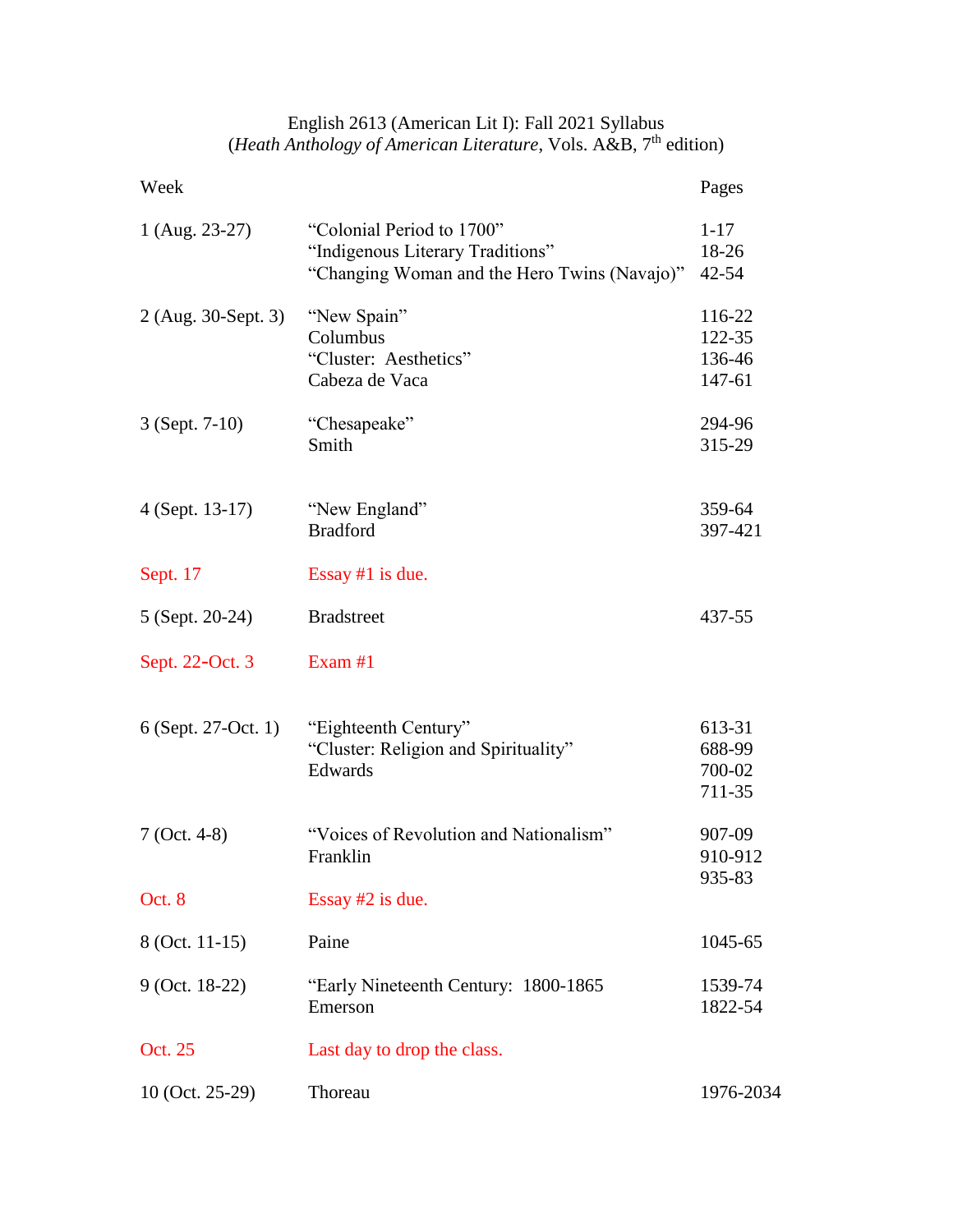English 2613 (American Lit I): Fall 2021 Syllabus
(*Heath Anthology of American Literature*, Vols. A&B, 7th edition)

| Week | | Pages |
|---|---|---|
| 1 (Aug. 23-27) | "Colonial Period to 1700" | 1-17 |
| | "Indigenous Literary Traditions" | 18-26 |
| | "Changing Woman and the Hero Twins (Navajo)" | 42-54 |
| 2 (Aug. 30-Sept. 3) | "New Spain" | 116-22 |
| | Columbus | 122-35 |
| | "Cluster: Aesthetics" | 136-46 |
| | Cabeza de Vaca | 147-61 |
| 3 (Sept. 7-10) | "Chesapeake" | 294-96 |
| | Smith | 315-29 |
| 4 (Sept. 13-17) | "New England" | 359-64 |
| | Bradford | 397-421 |
| Sept. 17 | Essay #1 is due. | |
| 5 (Sept. 20-24) | Bradstreet | 437-55 |
| Sept. 22-Oct. 3 | Exam #1 | |
| 6 (Sept. 27-Oct. 1) | "Eighteenth Century" | 613-31 |
| | "Cluster: Religion and Spirituality" | 688-99 |
| | Edwards | 700-02 |
| | | 711-35 |
| 7 (Oct. 4-8) | "Voices of Revolution and Nationalism" | 907-09 |
| | Franklin | 910-912 |
| | | 935-83 |
| Oct. 8 | Essay #2 is due. | |
| 8 (Oct. 11-15) | Paine | 1045-65 |
| 9 (Oct. 18-22) | "Early Nineteenth Century: 1800-1865 | 1539-74 |
| | Emerson | 1822-54 |
| Oct. 25 | Last day to drop the class. | |
| 10 (Oct. 25-29) | Thoreau | 1976-2034 |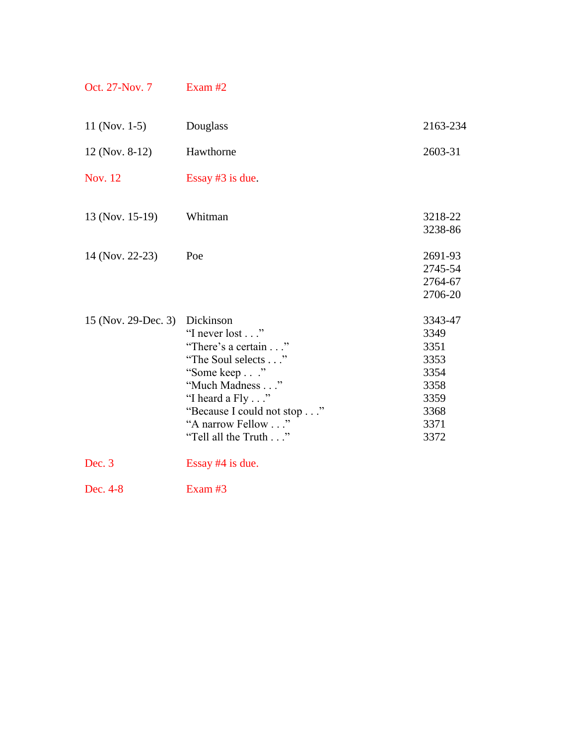| | | |
|---|---|---|
| Oct. 27-Nov. 7 | Exam #2 | |
| 11 (Nov. 1-5) | Douglass | 2163-234 |
| 12 (Nov. 8-12) | Hawthorne | 2603-31 |
| Nov. 12 | Essay #3 is due. | |
| 13 (Nov. 15-19) | Whitman | 3218-22<br>3238-86 |
| 14 (Nov. 22-23) | Poe | 2691-93<br>2745-54<br>2764-67<br>2706-20 |
| 15 (Nov. 29-Dec. 3) | Dickinson | 3343-47 |
| | "I never lost . . ." | 3349 |
| | "There's a certain . . ." | 3351 |
| | "The Soul selects . . ." | 3353 |
| | "Some keep . . ." | 3354 |
| | "Much Madness . . ." | 3358 |
| | "I heard a Fly . . ." | 3359 |
| | "Because I could not stop . . ." | 3368 |
| | "A narrow Fellow . . ." | 3371 |
| | "Tell all the Truth . . ." | 3372 |
| Dec. 3 | Essay #4 is due. | |
| Dec. 4-8 | Exam #3 | |